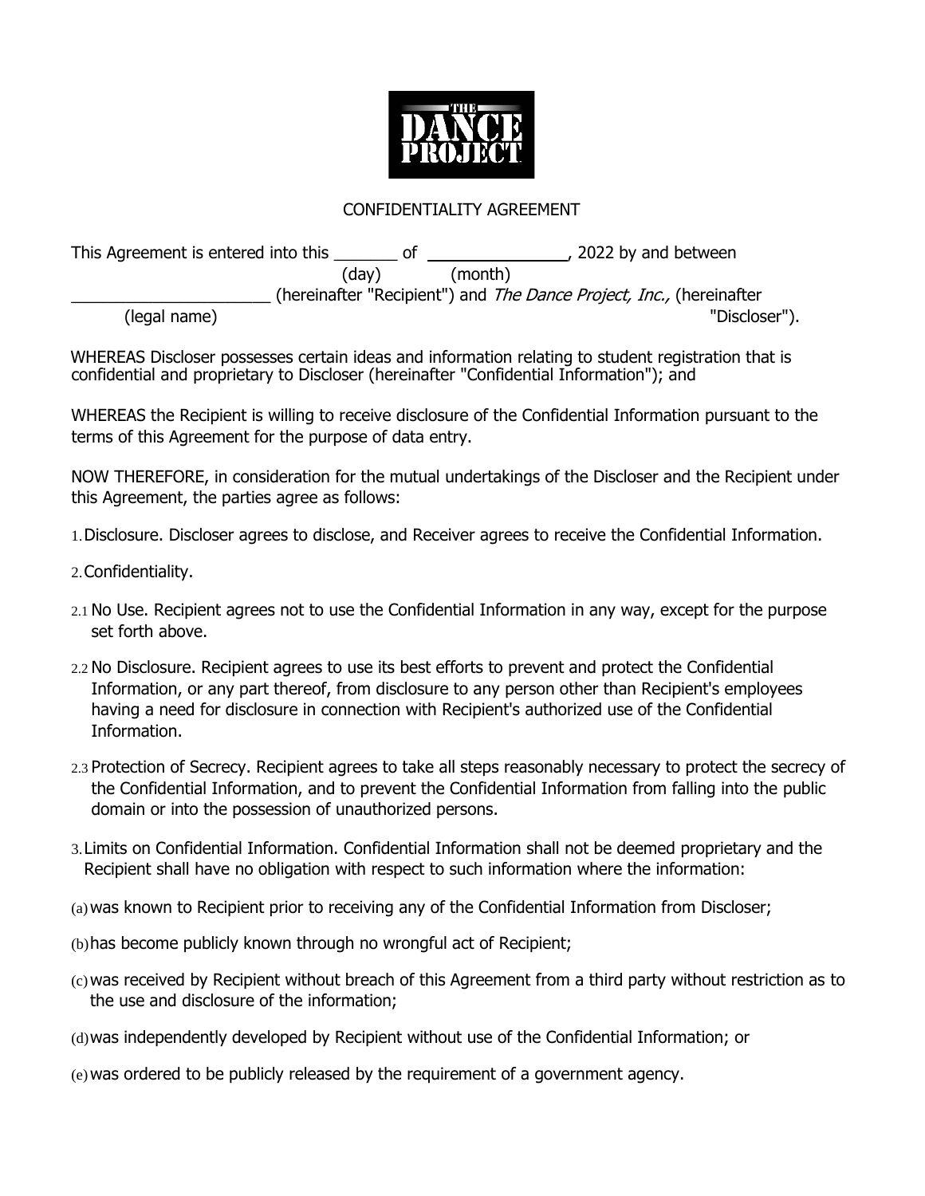# CONFIDENTIALITY AGREEMENT

This Agreement is entered into this _______ of _______________, 2022 by and between
(day) (month)

______________________ (hereinafter "Recipient") and *The Dance Project, Inc.,* (hereinafter "Discloser").
(legal name)

WHEREAS Discloser possesses certain ideas and information relating to student registration that is confidential and proprietary to Discloser (hereinafter "Confidential Information"); and

WHEREAS the Recipient is willing to receive disclosure of the Confidential Information pursuant to the terms of this Agreement for the purpose of data entry.

NOW THEREFORE, in consideration for the mutual undertakings of the Discloser and the Recipient under this Agreement, the parties agree as follows:

1. Disclosure. Discloser agrees to disclose, and Receiver agrees to receive the Confidential Information.

2. Confidentiality.

2.1 No Use. Recipient agrees not to use the Confidential Information in any way, except for the purpose set forth above.

2.2 No Disclosure. Recipient agrees to use its best efforts to prevent and protect the Confidential Information, or any part thereof, from disclosure to any person other than Recipient's employees having a need for disclosure in connection with Recipient's authorized use of the Confidential Information.

2.3 Protection of Secrecy. Recipient agrees to take all steps reasonably necessary to protect the secrecy of the Confidential Information, and to prevent the Confidential Information from falling into the public domain or into the possession of unauthorized persons.

3. Limits on Confidential Information. Confidential Information shall not be deemed proprietary and the Recipient shall have no obligation with respect to such information where the information:

(a) was known to Recipient prior to receiving any of the Confidential Information from Discloser;

(b) has become publicly known through no wrongful act of Recipient;

(c) was received by Recipient without breach of this Agreement from a third party without restriction as to the use and disclosure of the information;

(d) was independently developed by Recipient without use of the Confidential Information; or

(e) was ordered to be publicly released by the requirement of a government agency.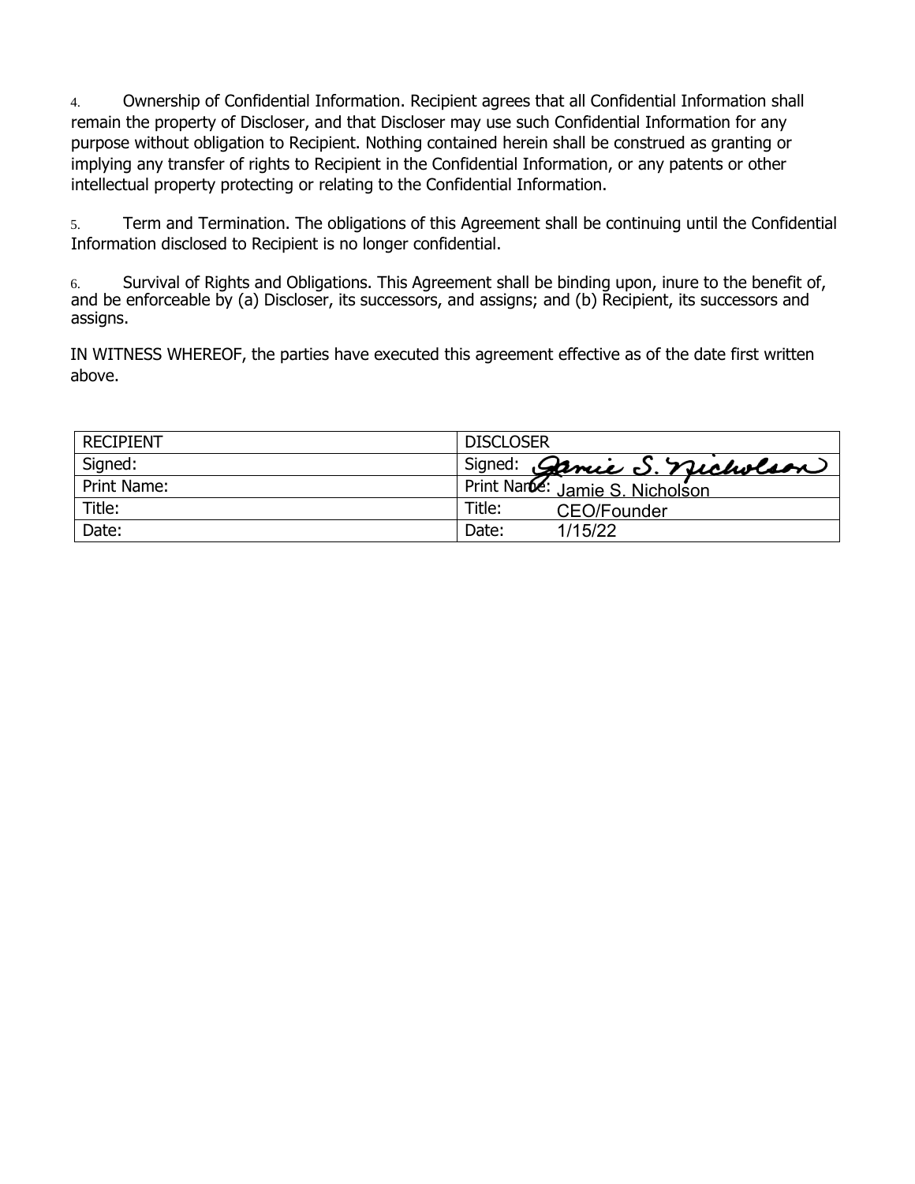4. Ownership of Confidential Information. Recipient agrees that all Confidential Information shall remain the property of Discloser, and that Discloser may use such Confidential Information for any purpose without obligation to Recipient. Nothing contained herein shall be construed as granting or implying any transfer of rights to Recipient in the Confidential Information, or any patents or other intellectual property protecting or relating to the Confidential Information.

5. Term and Termination. The obligations of this Agreement shall be continuing until the Confidential Information disclosed to Recipient is no longer confidential.

6. Survival of Rights and Obligations. This Agreement shall be binding upon, inure to the benefit of, and be enforceable by (a) Discloser, its successors, and assigns; and (b) Recipient, its successors and assigns.

IN WITNESS WHEREOF, the parties have executed this agreement effective as of the date first written above.

| RECIPIENT | DISCLOSER |
|---|---|
| Signed: | Signed: Jamie S. Nicholson |
| Print Name: | Print Name: Jamie S. Nicholson |
| Title: | Title: CEO/Founder |
| Date: | Date: 1/15/22 |